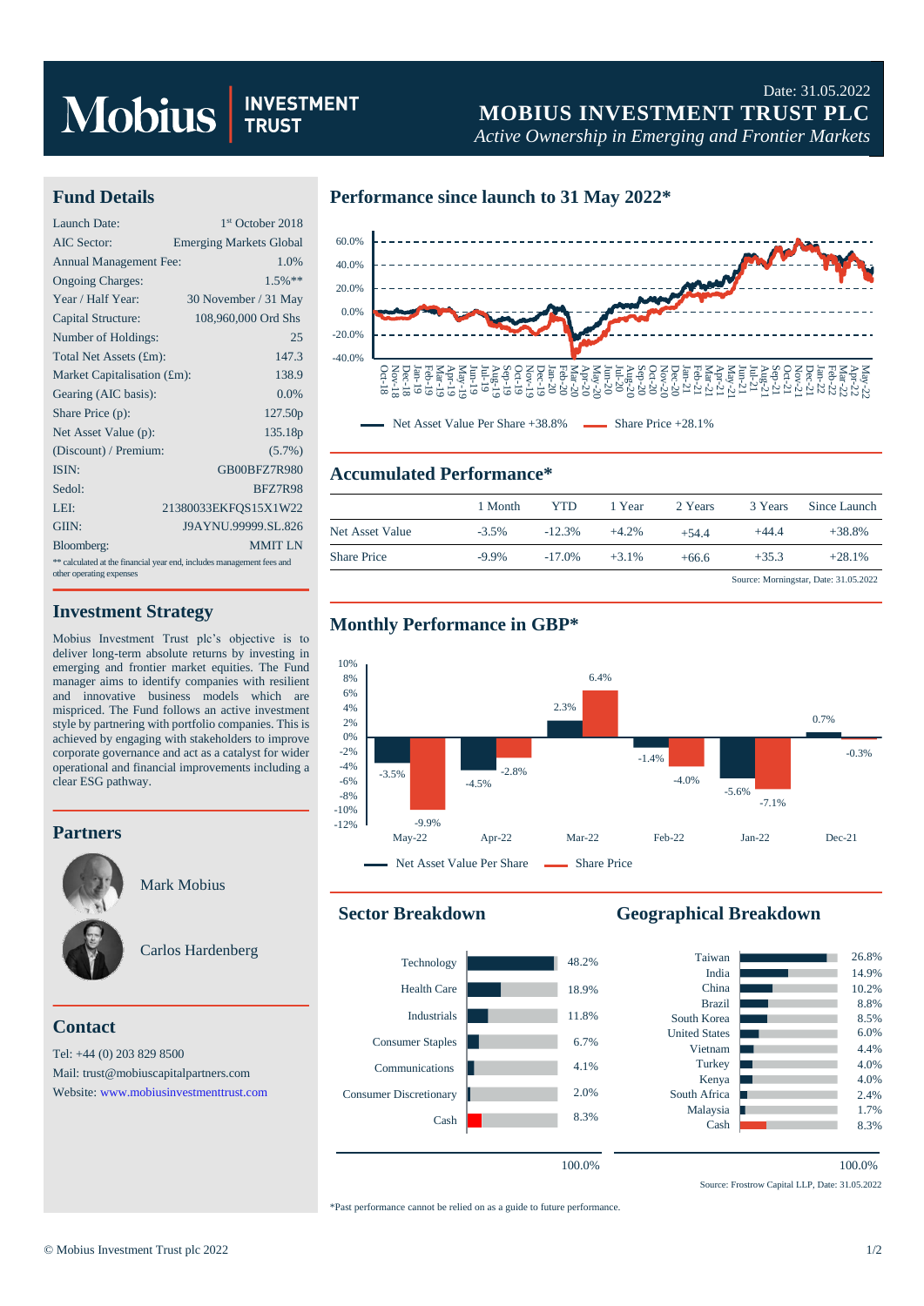# Mobius INVESTMENT TRUST

Date: 31.05.2022

**MOBIUS INVESTMENT TRUST PLC**

*Active Ownership in Emerging and Frontier Markets*

## Fund Details

| | |
|---|---|
| Launch Date: | 1st October 2018 |
| AIC Sector: | Emerging Markets Global |
| Annual Management Fee: | 1.0% |
| Ongoing Charges: | 1.5%** |
| Year / Half Year: | 30 November / 31 May |
| Capital Structure: | 108,960,000 Ord Shs |
| Number of Holdings: | 25 |
| Total Net Assets (£m): | 147.3 |
| Market Capitalisation (£m): | 138.9 |
| Gearing (AIC basis): | 0.0% |
| Share Price (p): | 127.50p |
| Net Asset Value (p): | 135.18p |
| (Discount) / Premium: | (5.7%) |
| ISIN: | GB00BFZ7R980 |
| Sedol: | BFZ7R98 |
| LEI: | 21380033EKFQS15X1W22 |
| GIIN: | J9AYNU.99999.SL.826 |
| Bloomberg: | MMIT LN |

** calculated at the financial year end, includes management fees and other operating expenses

## Investment Strategy

Mobius Investment Trust plc's objective is to deliver long-term absolute returns by investing in emerging and frontier market equities. The Fund manager aims to identify companies with resilient and innovative business models which are mispriced. The Fund follows an active investment style by partnering with portfolio companies. This is achieved by engaging with stakeholders to improve corporate governance and act as a catalyst for wider operational and financial improvements including a clear ESG pathway.

## Partners

Mark Mobius

Carlos Hardenberg

## Contact

Tel: +44 (0) 203 829 8500

Mail: trust@mobiuscapitalpartners.com

Website: www.mobiusinvestmenttrust.com

## Performance since launch to 31 May 2022*

60.0%
40.0%
20.0%
0.0%
-20.0%
-40.0%

Oct-18 Nov-18 Dec-18 Jan-19 Feb-19 Mar-19 Apr-19 May-19 Jun-19 Jul-19 Aug-19 Sep-19 Oct-19 Nov-19 Dec-19 Jan-20 Feb-20 Mar-20 Apr-20 May-20 Jun-20 Jul-20 Aug-20 Sep-20 Oct-20 Nov-20 Dec-20 Jan-21 Feb-21 Mar-21 Apr-21 May-21 Jun-21 Jul-21 Aug-21 Sep-21 Oct-21 Nov-21 Dec-21 Jan-22 Feb-22 Mar-22 Apr-22 May-22

Net Asset Value Per Share +38.8%    Share Price +28.1%

## Accumulated Performance*

| | 1 Month | YTD | 1 Year | 2 Years | 3 Years | Since Launch |
|---|---|---|---|---|---|---|
| Net Asset Value | -3.5% | -12.3% | +4.2% | +54.4 | +44.4 | +38.8% |
| Share Price | -9.9% | -17.0% | +3.1% | +66.6 | +35.3 | +28.1% |

Source: Morningstar, Date: 31.05.2022

## Monthly Performance in GBP*

10%
8%
6%
4%
2%
0%
-2%
-4%
-6%
-8%
-10%
-12%

May-22: -3.5%, -9.9%
Apr-22: -4.5%, -2.8%
Mar-22: 2.3%, 6.4%
Feb-22: -1.4%, -4.0%
Jan-22: -5.6%, -7.1%
Dec-21: 0.7%, -0.3%

Net Asset Value Per Share    Share Price

## Sector Breakdown

Technology 48.2%
Health Care 18.9%
Industrials 11.8%
Consumer Staples 6.7%
Communications 4.1%
Consumer Discretionary 2.0%
Cash 8.3%
100.0%

## Geographical Breakdown

Taiwan 26.8%
India 14.9%
China 10.2%
Brazil 8.8%
South Korea 8.5%
United States 6.0%
Vietnam 4.4%
Turkey 4.0%
Kenya 4.0%
South Africa 2.4%
Malaysia 1.7%
Cash 8.3%
100.0%

Source: Frostrow Capital LLP, Date: 31.05.2022

*Past performance cannot be relied on as a guide to future performance.

© Mobius Investment Trust plc 2022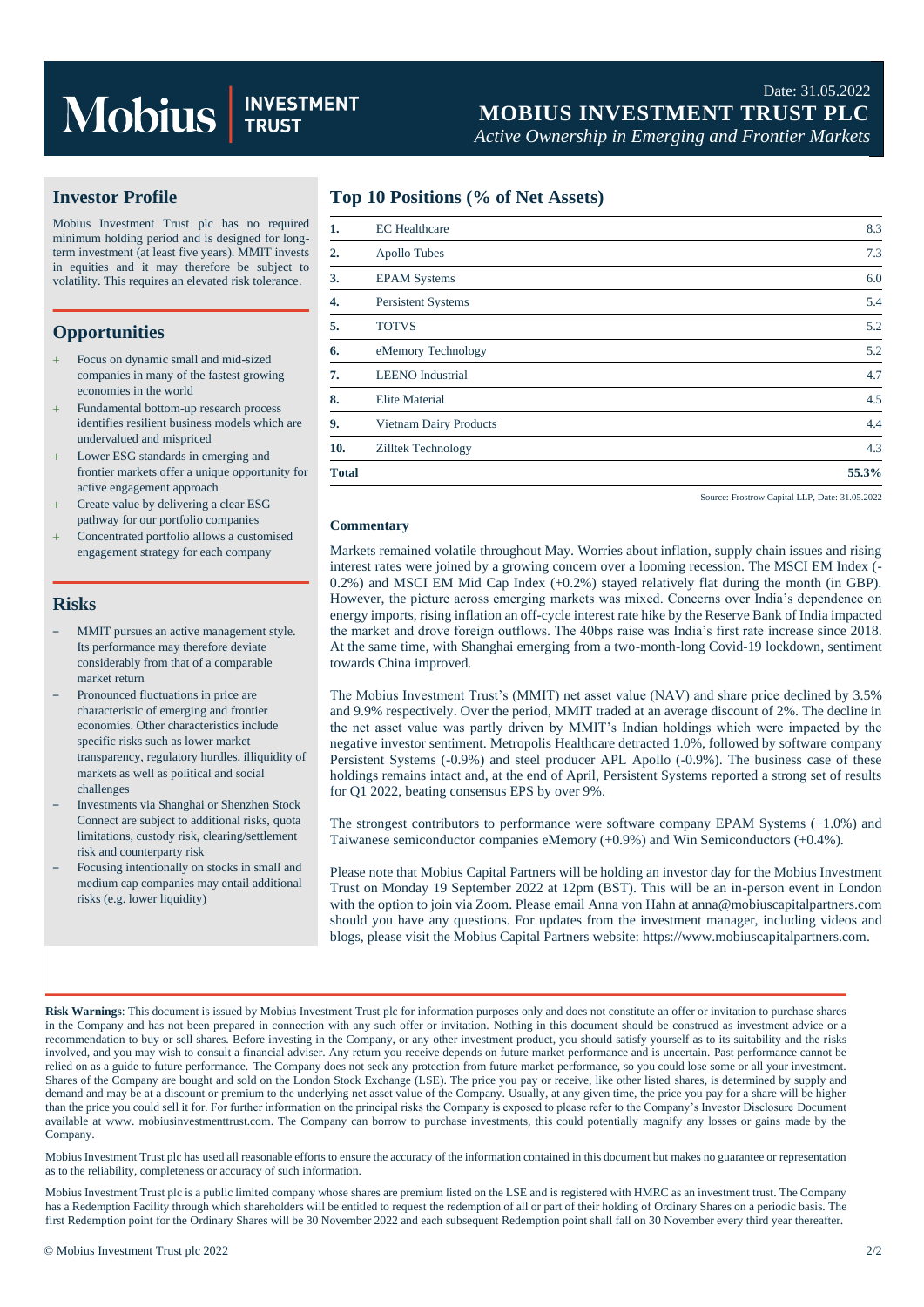Date: 31.05.2022

# MOBIUS INVESTMENT TRUST PLC

*Active Ownership in Emerging and Frontier Markets*

## Investor Profile

Mobius Investment Trust plc has no required minimum holding period and is designed for long-term investment (at least five years). MMIT invests in equities and it may therefore be subject to volatility. This requires an elevated risk tolerance.

## Opportunities

- Focus on dynamic small and mid-sized companies in many of the fastest growing economies in the world
- Fundamental bottom-up research process identifies resilient business models which are undervalued and mispriced
- Lower ESG standards in emerging and frontier markets offer a unique opportunity for active engagement approach
- Create value by delivering a clear ESG pathway for our portfolio companies
- Concentrated portfolio allows a customised engagement strategy for each company

## Risks

- MMIT pursues an active management style. Its performance may therefore deviate considerably from that of a comparable market return
- Pronounced fluctuations in price are characteristic of emerging and frontier economies. Other characteristics include specific risks such as lower market transparency, regulatory hurdles, illiquidity of markets as well as political and social challenges
- Investments via Shanghai or Shenzhen Stock Connect are subject to additional risks, quota limitations, custody risk, clearing/settlement risk and counterparty risk
- Focusing intentionally on stocks in small and medium cap companies may entail additional risks (e.g. lower liquidity)

## Top 10 Positions (% of Net Assets)

| | | |
|---|---|---|
| **1.** | EC Healthcare | 8.3 |
| **2.** | Apollo Tubes | 7.3 |
| **3.** | EPAM Systems | 6.0 |
| **4.** | Persistent Systems | 5.4 |
| **5.** | TOTVS | 5.2 |
| **6.** | eMemory Technology | 5.2 |
| **7.** | LEENO Industrial | 4.7 |
| **8.** | Elite Material | 4.5 |
| **9.** | Vietnam Dairy Products | 4.4 |
| **10.** | Zilltek Technology | 4.3 |
| **Total** | | **55.3%** |

Source: Frostrow Capital LLP, Date: 31.05.2022

### Commentary

Markets remained volatile throughout May. Worries about inflation, supply chain issues and rising interest rates were joined by a growing concern over a looming recession. The MSCI EM Index (-0.2%) and MSCI EM Mid Cap Index (+0.2%) stayed relatively flat during the month (in GBP). However, the picture across emerging markets was mixed. Concerns over India's dependence on energy imports, rising inflation an off-cycle interest rate hike by the Reserve Bank of India impacted the market and drove foreign outflows. The 40bps raise was India's first rate increase since 2018. At the same time, with Shanghai emerging from a two-month-long Covid-19 lockdown, sentiment towards China improved.

The Mobius Investment Trust's (MMIT) net asset value (NAV) and share price declined by 3.5% and 9.9% respectively. Over the period, MMIT traded at an average discount of 2%. The decline in the net asset value was partly driven by MMIT's Indian holdings which were impacted by the negative investor sentiment. Metropolis Healthcare detracted 1.0%, followed by software company Persistent Systems (-0.9%) and steel producer APL Apollo (-0.9%). The business case of these holdings remains intact and, at the end of April, Persistent Systems reported a strong set of results for Q1 2022, beating consensus EPS by over 9%.

The strongest contributors to performance were software company EPAM Systems (+1.0%) and Taiwanese semiconductor companies eMemory (+0.9%) and Win Semiconductors (+0.4%).

Please note that Mobius Capital Partners will be holding an investor day for the Mobius Investment Trust on Monday 19 September 2022 at 12pm (BST). This will be an in-person event in London with the option to join via Zoom. Please email Anna von Hahn at anna@mobiuscapitalpartners.com should you have any questions. For updates from the investment manager, including videos and blogs, please visit the Mobius Capital Partners website: https://www.mobiuscapitalpartners.com.

**Risk Warnings**: This document is issued by Mobius Investment Trust plc for information purposes only and does not constitute an offer or invitation to purchase shares in the Company and has not been prepared in connection with any such offer or invitation. Nothing in this document should be construed as investment advice or a recommendation to buy or sell shares. Before investing in the Company, or any other investment product, you should satisfy yourself as to its suitability and the risks involved, and you may wish to consult a financial adviser. Any return you receive depends on future market performance and is uncertain. Past performance cannot be relied on as a guide to future performance. The Company does not seek any protection from future market performance, so you could lose some or all your investment. Shares of the Company are bought and sold on the London Stock Exchange (LSE). The price you pay or receive, like other listed shares, is determined by supply and demand and may be at a discount or premium to the underlying net asset value of the Company. Usually, at any given time, the price you pay for a share will be higher than the price you could sell it for. For further information on the principal risks the Company is exposed to please refer to the Company's Investor Disclosure Document available at www. mobiusinvestmenttrust.com. The Company can borrow to purchase investments, this could potentially magnify any losses or gains made by the Company.

Mobius Investment Trust plc has used all reasonable efforts to ensure the accuracy of the information contained in this document but makes no guarantee or representation as to the reliability, completeness or accuracy of such information.

Mobius Investment Trust plc is a public limited company whose shares are premium listed on the LSE and is registered with HMRC as an investment trust. The Company has a Redemption Facility through which shareholders will be entitled to request the redemption of all or part of their holding of Ordinary Shares on a periodic basis. The first Redemption point for the Ordinary Shares will be 30 November 2022 and each subsequent Redemption point shall fall on 30 November every third year thereafter.

© Mobius Investment Trust plc 2022